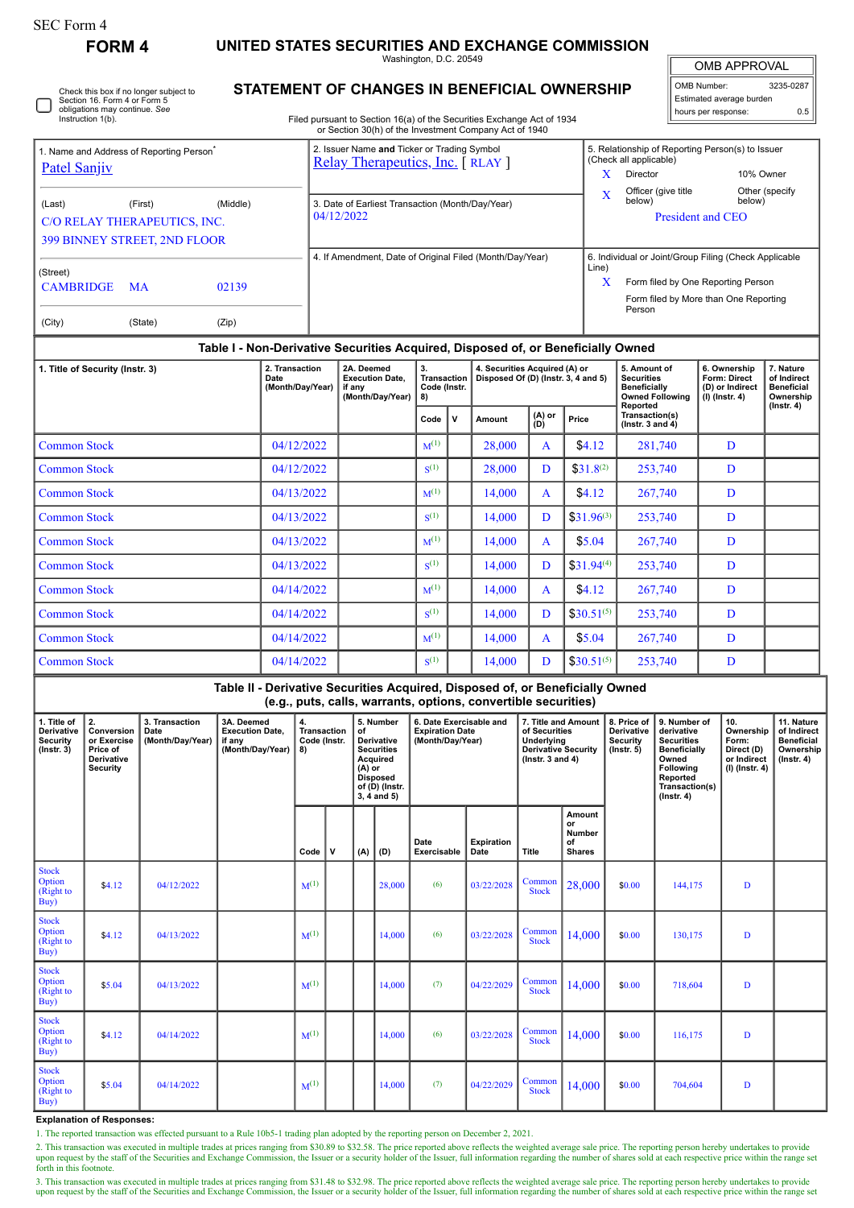SEC Form 4

**FORM 4**

# UNITED STATES SECURITIES AND EXCHANGE COMMISSION

Washington, D.C. 20549

## STATEMENT OF CHANGES IN BENEFICIAL OWNERSHIP

Filed pursuant to Section 16(a) of the Securities Exchange Act of 1934 or Section 30(h) of the Investment Company Act of 1940

| OMB APPROVAL | |
|---|---|
| OMB Number: | 3235-0287 |
| Estimated average burden hours per response: | 0.5 |

☐ Check this box if no longer subject to Section 16. Form 4 or Form 5 obligations may continue. *See* Instruction 1(b).

1. Name and Address of Reporting Person*
Patel Sanjiv

(Last) (First) (Middle)
C/O RELAY THERAPEUTICS, INC.
399 BINNEY STREET, 2ND FLOOR

(Street)
CAMBRIDGE MA 02139

(City) (State) (Zip)

2. Issuer Name **and** Ticker or Trading Symbol
Relay Therapeutics, Inc. [ RLAY ]

3. Date of Earliest Transaction (Month/Day/Year)
04/12/2022

4. If Amendment, Date of Original Filed (Month/Day/Year)

5. Relationship of Reporting Person(s) to Issuer (Check all applicable)
X Director
10% Owner
X Officer (give title below)
Other (specify below)
President and CEO

6. Individual or Joint/Group Filing (Check Applicable Line)
X Form filed by One Reporting Person
Form filed by More than One Reporting Person

### Table I - Non-Derivative Securities Acquired, Disposed of, or Beneficially Owned

| 1. Title of Security (Instr. 3) | 2. Transaction Date (Month/Day/Year) | 2A. Deemed Execution Date, if any (Month/Day/Year) | 3. Transaction Code (Instr. 8) | | 4. Securities Acquired (A) or Disposed Of (D) (Instr. 3, 4 and 5) | | | 5. Amount of Securities Beneficially Owned Following Reported Transaction(s) (Instr. 3 and 4) | 6. Ownership Form: Direct (D) or Indirect (I) (Instr. 4) | 7. Nature of Indirect Beneficial Ownership (Instr. 4) |
|---|---|---|---|---|---|---|---|---|---|---|
| | | | Code | V | Amount | (A) or (D) | Price | | | |
| Common Stock | 04/12/2022 | | M[1] | | 28,000 | A | $4.12 | 281,740 | D | |
| Common Stock | 04/12/2022 | | S[1] | | 28,000 | D | $31.8[2] | 253,740 | D | |
| Common Stock | 04/13/2022 | | M[1] | | 14,000 | A | $4.12 | 267,740 | D | |
| Common Stock | 04/13/2022 | | S[1] | | 14,000 | D | $31.96[3] | 253,740 | D | |
| Common Stock | 04/13/2022 | | M[1] | | 14,000 | A | $5.04 | 267,740 | D | |
| Common Stock | 04/13/2022 | | S[1] | | 14,000 | D | $31.94[4] | 253,740 | D | |
| Common Stock | 04/14/2022 | | M[1] | | 14,000 | A | $4.12 | 267,740 | D | |
| Common Stock | 04/14/2022 | | S[1] | | 14,000 | D | $30.51[5] | 253,740 | D | |
| Common Stock | 04/14/2022 | | M[1] | | 14,000 | A | $5.04 | 267,740 | D | |
| Common Stock | 04/14/2022 | | S[1] | | 14,000 | D | $30.51[5] | 253,740 | D | |

### Table II - Derivative Securities Acquired, Disposed of, or Beneficially Owned (e.g., puts, calls, warrants, options, convertible securities)

| 1. Title of Derivative Security (Instr. 3) | 2. Conversion or Exercise Price of Derivative Security | 3. Transaction Date (Month/Day/Year) | 3A. Deemed Execution Date, if any (Month/Day/Year) | 4. Transaction Code (Instr. 8) | | 5. Number of Derivative Securities Acquired (A) or Disposed of (D) (Instr. 3, 4 and 5) | | 6. Date Exercisable and Expiration Date (Month/Day/Year) | | 7. Title and Amount of Securities Underlying Derivative Security (Instr. 3 and 4) | | 8. Price of Derivative Security (Instr. 5) | 9. Number of derivative Securities Beneficially Owned Following Reported Transaction(s) (Instr. 4) | 10. Ownership Form: Direct (D) or Indirect (I) (Instr. 4) | 11. Nature of Indirect Beneficial Ownership (Instr. 4) |
|---|---|---|---|---|---|---|---|---|---|---|---|---|---|---|---|
| | | | | Code | V | (A) | (D) | Date Exercisable | Expiration Date | Title | Amount or Number of Shares | | | | |
| Stock Option (Right to Buy) | $4.12 | 04/12/2022 | | M[1] | | | 28,000 | (6) | 03/22/2028 | Common Stock | 28,000 | $0.00 | 144,175 | D | |
| Stock Option (Right to Buy) | $4.12 | 04/13/2022 | | M[1] | | | 14,000 | (6) | 03/22/2028 | Common Stock | 14,000 | $0.00 | 130,175 | D | |
| Stock Option (Right to Buy) | $5.04 | 04/13/2022 | | M[1] | | | 14,000 | (7) | 04/22/2029 | Common Stock | 14,000 | $0.00 | 718,604 | D | |
| Stock Option (Right to Buy) | $4.12 | 04/14/2022 | | M[1] | | | 14,000 | (6) | 03/22/2028 | Common Stock | 14,000 | $0.00 | 116,175 | D | |
| Stock Option (Right to Buy) | $5.04 | 04/14/2022 | | M[1] | | | 14,000 | (7) | 04/22/2029 | Common Stock | 14,000 | $0.00 | 704,604 | D | |

**Explanation of Responses:**

1. The reported transaction was effected pursuant to a Rule 10b5-1 trading plan adopted by the reporting person on December 2, 2021.

2. This transaction was executed in multiple trades at prices ranging from $30.89 to $32.58. The price reported above reflects the weighted average sale price. The reporting person hereby undertakes to provide upon request by the staff of the Securities and Exchange Commission, the Issuer or a security holder of the Issuer, full information regarding the number of shares sold at each respective price within the range set forth in this footnote.

3. This transaction was executed in multiple trades at prices ranging from $31.48 to $32.98. The price reported above reflects the weighted average sale price. The reporting person hereby undertakes to provide upon request by the staff of the Securities and Exchange Commission, the Issuer or a security holder of the Issuer, full information regarding the number of shares sold at each respective price within the range set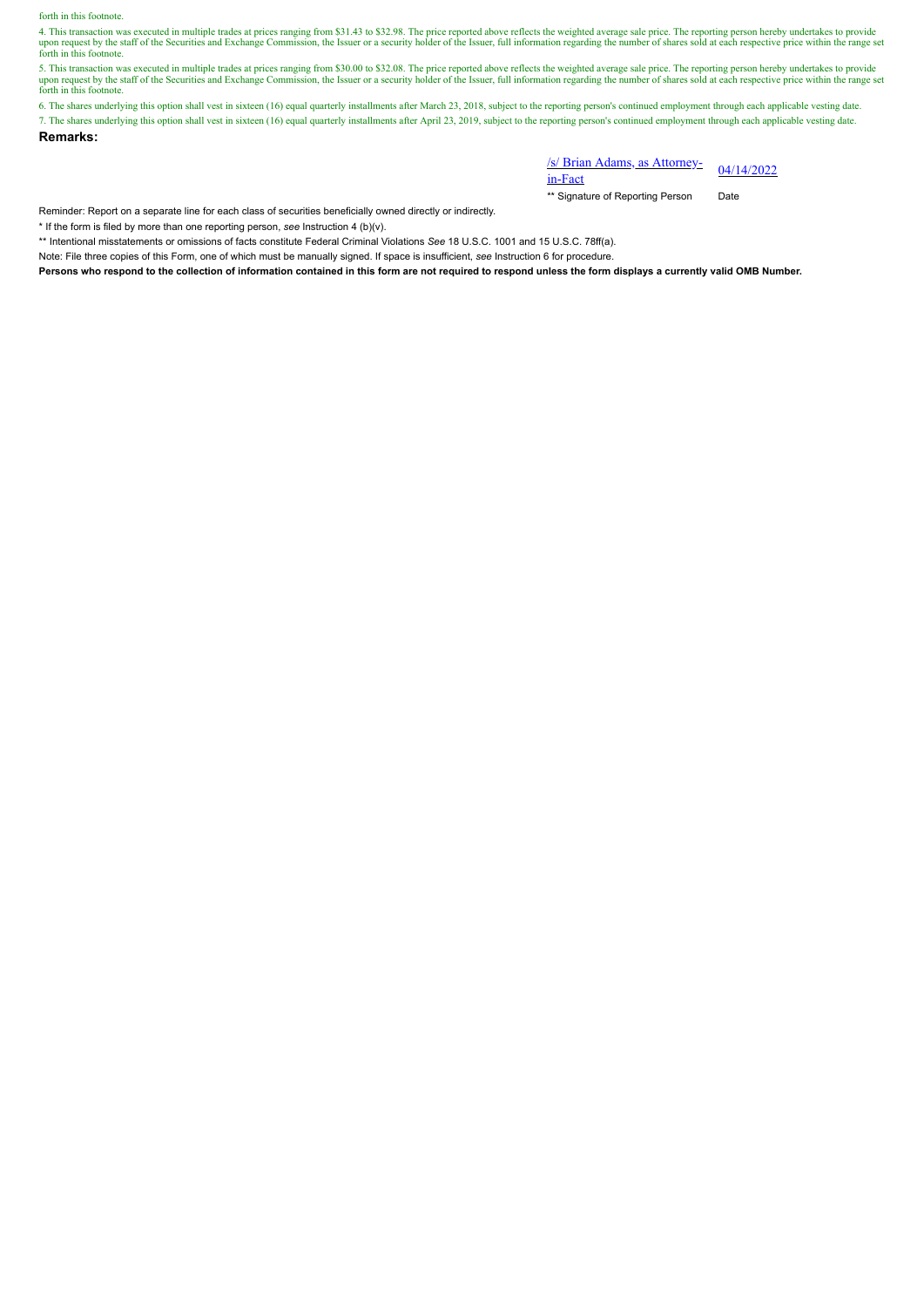forth in this footnote.

4. This transaction was executed in multiple trades at prices ranging from $31.43 to $32.98. The price reported above reflects the weighted average sale price. The reporting person hereby undertakes to provide upon request by the staff of the Securities and Exchange Commission, the Issuer or a security holder of the Issuer, full information regarding the number of shares sold at each respective price within the range set forth in this footnote.

5. This transaction was executed in multiple trades at prices ranging from $30.00 to $32.08. The price reported above reflects the weighted average sale price. The reporting person hereby undertakes to provide upon request by the staff of the Securities and Exchange Commission, the Issuer or a security holder of the Issuer, full information regarding the number of shares sold at each respective price within the range set forth in this footnote.

6. The shares underlying this option shall vest in sixteen (16) equal quarterly installments after March 23, 2018, subject to the reporting person's continued employment through each applicable vesting date.

7. The shares underlying this option shall vest in sixteen (16) equal quarterly installments after April 23, 2019, subject to the reporting person's continued employment through each applicable vesting date.

**Remarks:**

| | |
|---|---|
| /s/ Brian Adams, as Attorney-in-Fact | 04/14/2022 |
| ** Signature of Reporting Person | Date |

Reminder: Report on a separate line for each class of securities beneficially owned directly or indirectly.

\* If the form is filed by more than one reporting person, *see* Instruction 4 (b)(v).

** Intentional misstatements or omissions of facts constitute Federal Criminal Violations *See* 18 U.S.C. 1001 and 15 U.S.C. 78ff(a).

Note: File three copies of this Form, one of which must be manually signed. If space is insufficient, *see* Instruction 6 for procedure.

**Persons who respond to the collection of information contained in this form are not required to respond unless the form displays a currently valid OMB Number.**